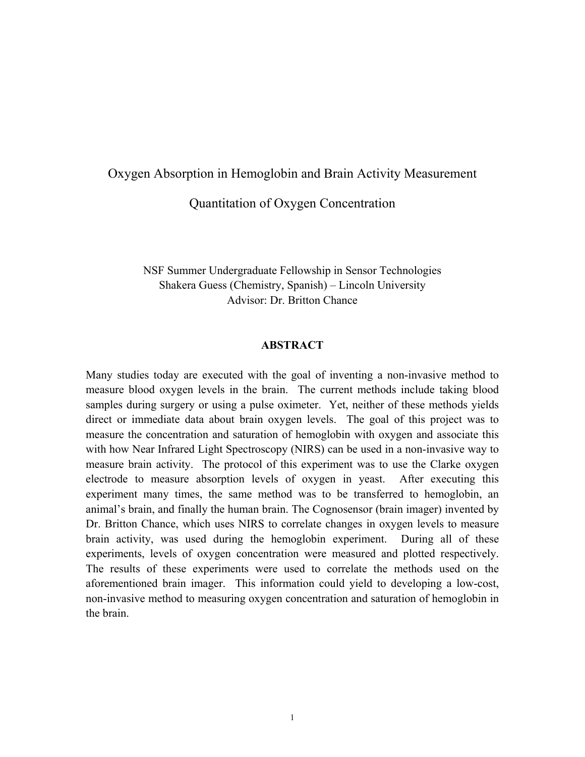# Oxygen Absorption in Hemoglobin and Brain Activity Measurement

## Quantitation of Oxygen Concentration

NSF Summer Undergraduate Fellowship in Sensor Technologies
Shakera Guess (Chemistry, Spanish) – Lincoln University
Advisor: Dr. Britton Chance

### ABSTRACT

Many studies today are executed with the goal of inventing a non-invasive method to measure blood oxygen levels in the brain. The current methods include taking blood samples during surgery or using a pulse oximeter. Yet, neither of these methods yields direct or immediate data about brain oxygen levels. The goal of this project was to measure the concentration and saturation of hemoglobin with oxygen and associate this with how Near Infrared Light Spectroscopy (NIRS) can be used in a non-invasive way to measure brain activity. The protocol of this experiment was to use the Clarke oxygen electrode to measure absorption levels of oxygen in yeast. After executing this experiment many times, the same method was to be transferred to hemoglobin, an animal's brain, and finally the human brain. The Cognosensor (brain imager) invented by Dr. Britton Chance, which uses NIRS to correlate changes in oxygen levels to measure brain activity, was used during the hemoglobin experiment. During all of these experiments, levels of oxygen concentration were measured and plotted respectively. The results of these experiments were used to correlate the methods used on the aforementioned brain imager. This information could yield to developing a low-cost, non-invasive method to measuring oxygen concentration and saturation of hemoglobin in the brain.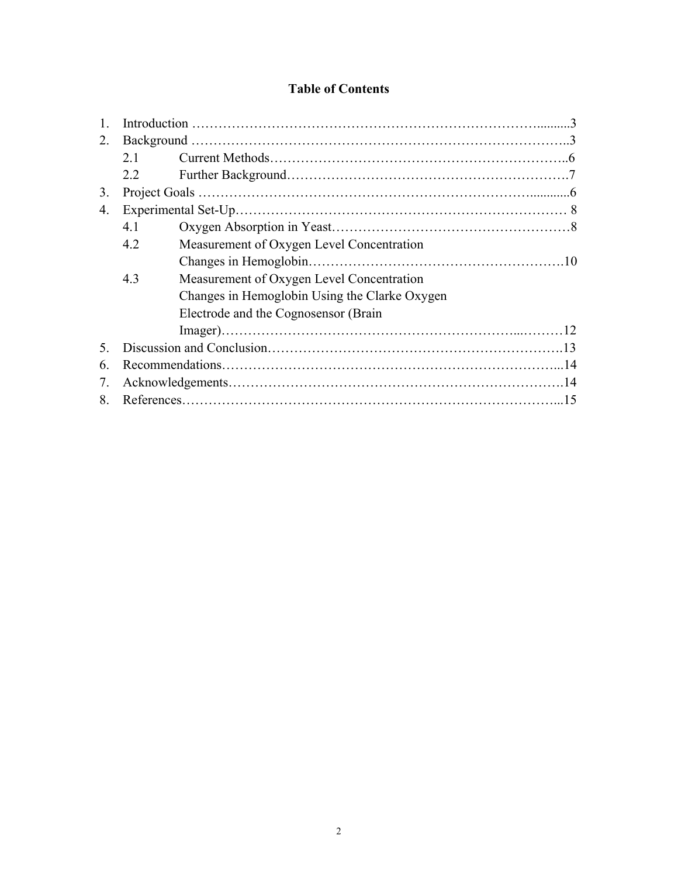# Table of Contents

1. Introduction ........................................................................................3
2. Background ........................................................................................3
   - 2.1 Current Methods........................................................................6
   - 2.2 Further Background...................................................................7
3. Project Goals ........................................................................................6
4. Experimental Set-Up........................................................................ 8
   - 4.1 Oxygen Absorption in Yeast.......................................................8
   - 4.2 Measurement of Oxygen Level Concentration Changes in Hemoglobin..........................................................10
   - 4.3 Measurement of Oxygen Level Concentration Changes in Hemoglobin Using the Clarke Oxygen Electrode and the Cognosensor (Brain Imager)..........................................................................12
5. Discussion and Conclusion..............................................................13
6. Recommendations.............................................................................14
7. Acknowledgements...........................................................................14
8. References..........................................................................................15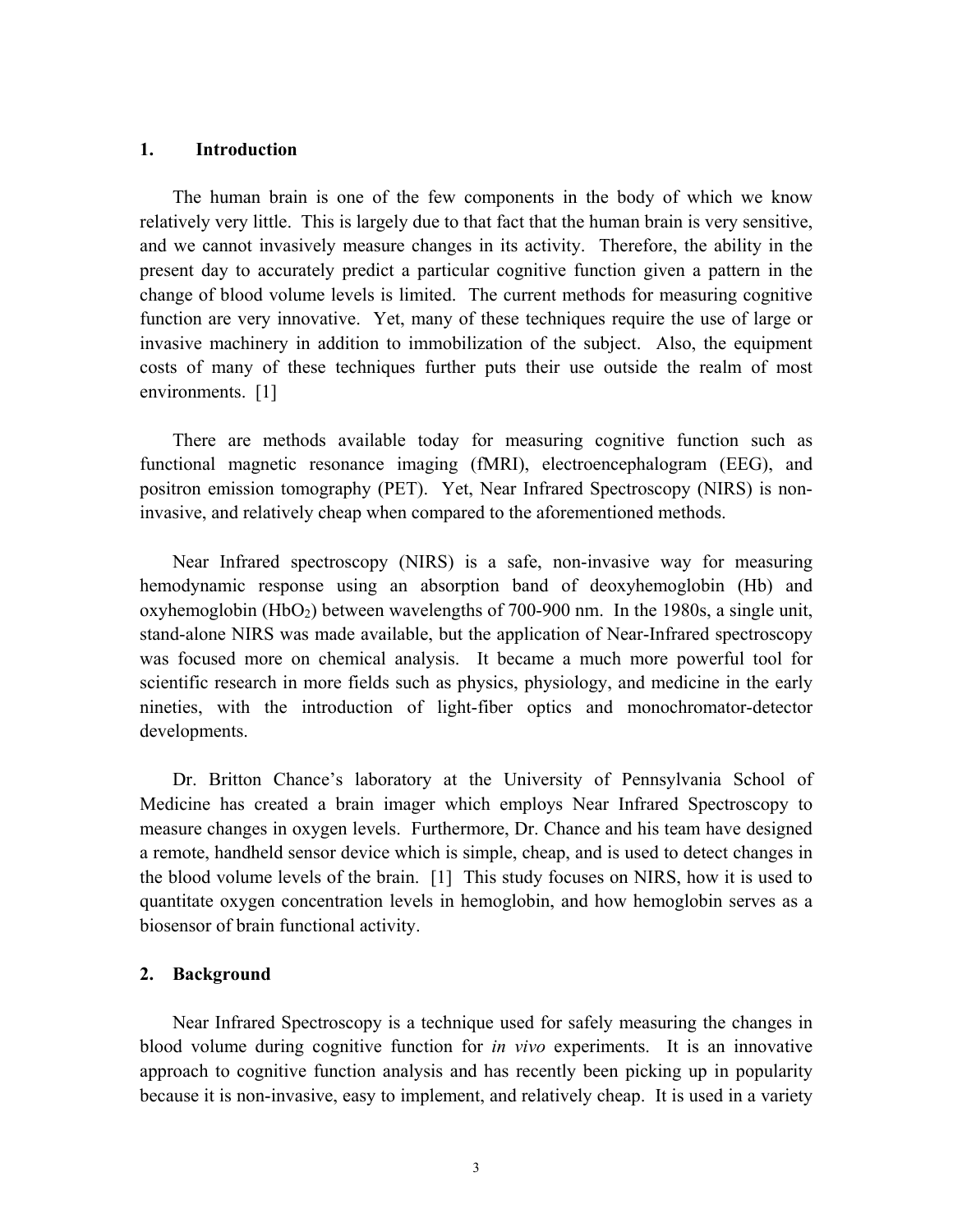## 1. Introduction

The human brain is one of the few components in the body of which we know relatively very little. This is largely due to that fact that the human brain is very sensitive, and we cannot invasively measure changes in its activity. Therefore, the ability in the present day to accurately predict a particular cognitive function given a pattern in the change of blood volume levels is limited. The current methods for measuring cognitive function are very innovative. Yet, many of these techniques require the use of large or invasive machinery in addition to immobilization of the subject. Also, the equipment costs of many of these techniques further puts their use outside the realm of most environments. [1]

There are methods available today for measuring cognitive function such as functional magnetic resonance imaging (fMRI), electroencephalogram (EEG), and positron emission tomography (PET). Yet, Near Infrared Spectroscopy (NIRS) is non-invasive, and relatively cheap when compared to the aforementioned methods.

Near Infrared spectroscopy (NIRS) is a safe, non-invasive way for measuring hemodynamic response using an absorption band of deoxyhemoglobin (Hb) and oxyhemoglobin ($HbO_2$) between wavelengths of 700-900 nm. In the 1980s, a single unit, stand-alone NIRS was made available, but the application of Near-Infrared spectroscopy was focused more on chemical analysis. It became a much more powerful tool for scientific research in more fields such as physics, physiology, and medicine in the early nineties, with the introduction of light-fiber optics and monochromator-detector developments.

Dr. Britton Chance's laboratory at the University of Pennsylvania School of Medicine has created a brain imager which employs Near Infrared Spectroscopy to measure changes in oxygen levels. Furthermore, Dr. Chance and his team have designed a remote, handheld sensor device which is simple, cheap, and is used to detect changes in the blood volume levels of the brain. [1] This study focuses on NIRS, how it is used to quantitate oxygen concentration levels in hemoglobin, and how hemoglobin serves as a biosensor of brain functional activity.

## 2. Background

Near Infrared Spectroscopy is a technique used for safely measuring the changes in blood volume during cognitive function for *in vivo* experiments. It is an innovative approach to cognitive function analysis and has recently been picking up in popularity because it is non-invasive, easy to implement, and relatively cheap. It is used in a variety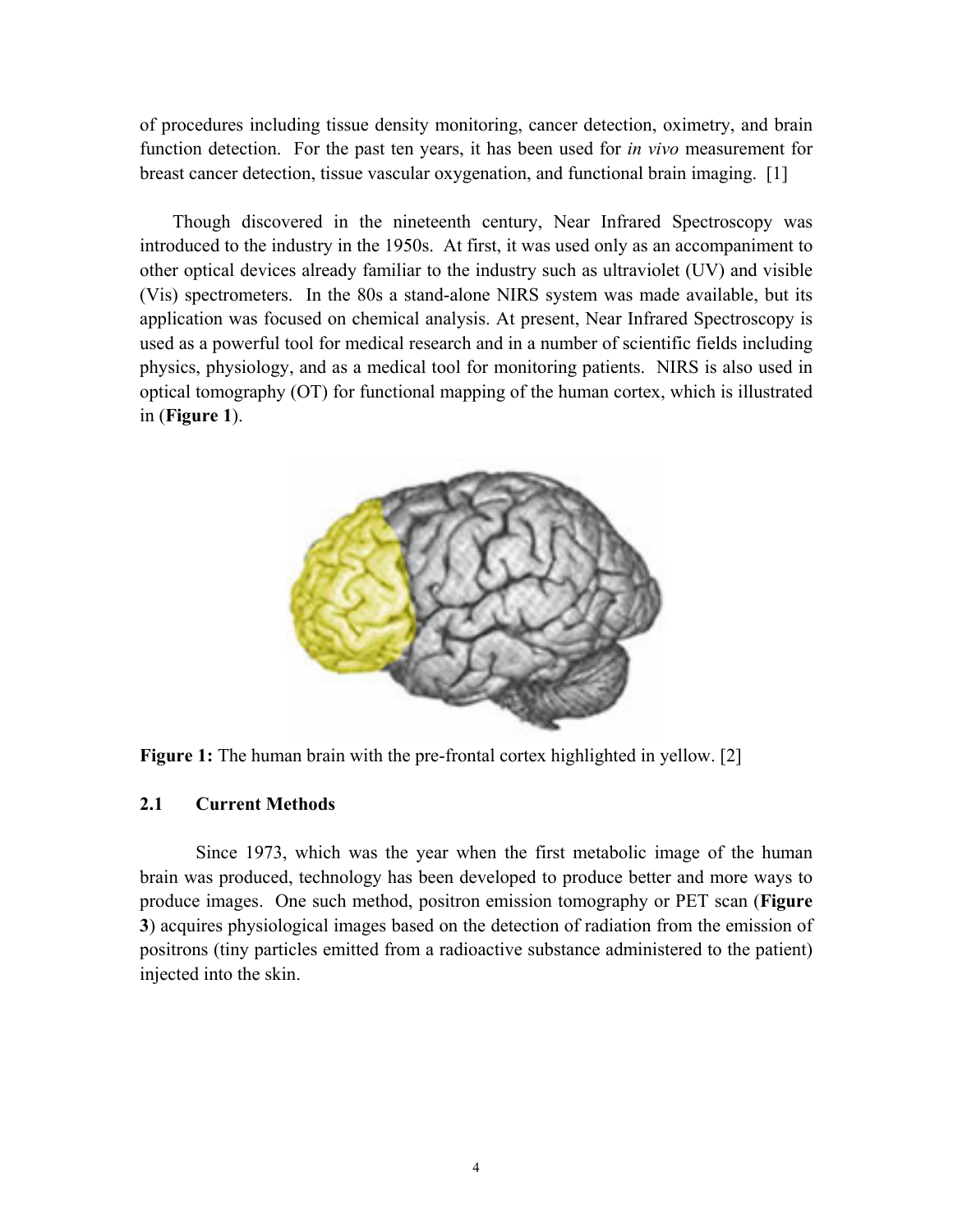of procedures including tissue density monitoring, cancer detection, oximetry, and brain function detection. For the past ten years, it has been used for *in vivo* measurement for breast cancer detection, tissue vascular oxygenation, and functional brain imaging. [1]

Though discovered in the nineteenth century, Near Infrared Spectroscopy was introduced to the industry in the 1950s. At first, it was used only as an accompaniment to other optical devices already familiar to the industry such as ultraviolet (UV) and visible (Vis) spectrometers. In the 80s a stand-alone NIRS system was made available, but its application was focused on chemical analysis. At present, Near Infrared Spectroscopy is used as a powerful tool for medical research and in a number of scientific fields including physics, physiology, and as a medical tool for monitoring patients. NIRS is also used in optical tomography (OT) for functional mapping of the human cortex, which is illustrated in (**Figure 1**).

**Figure 1:** The human brain with the pre-frontal cortex highlighted in yellow. [2]

## 2.1 Current Methods

Since 1973, which was the year when the first metabolic image of the human brain was produced, technology has been developed to produce better and more ways to produce images. One such method, positron emission tomography or PET scan (**Figure 3**) acquires physiological images based on the detection of radiation from the emission of positrons (tiny particles emitted from a radioactive substance administered to the patient) injected into the skin.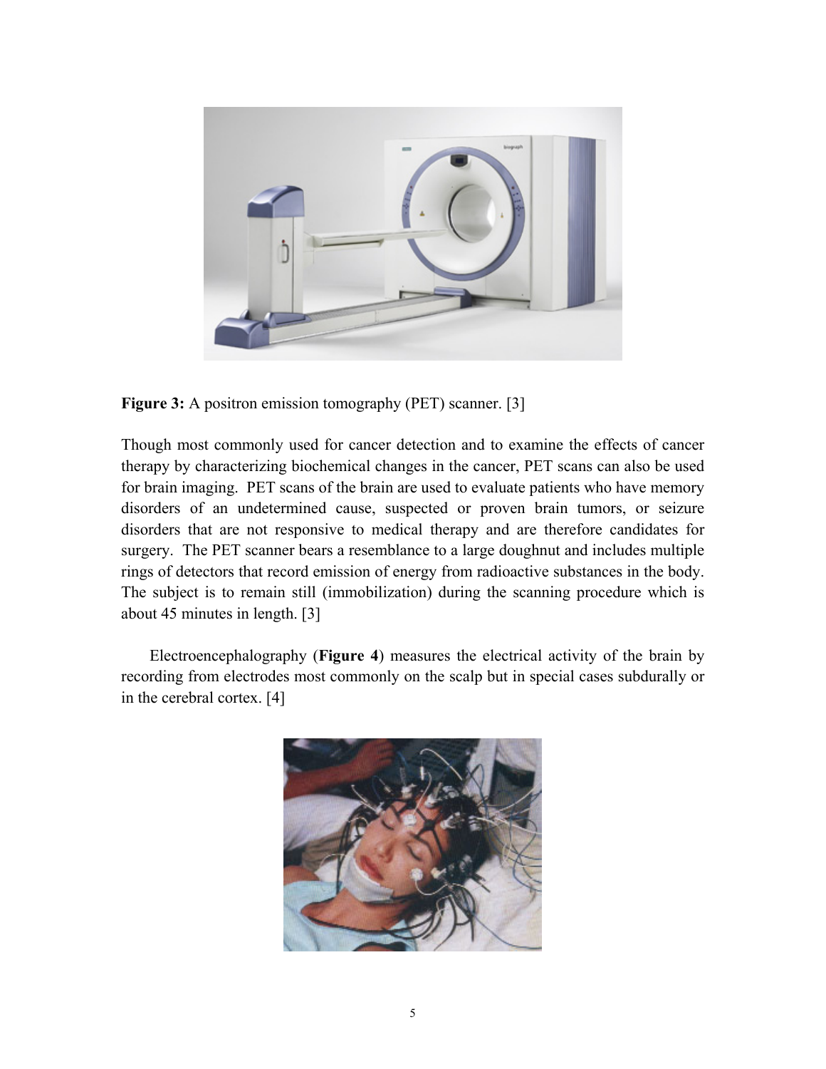**Figure 3:** A positron emission tomography (PET) scanner. [3]

Though most commonly used for cancer detection and to examine the effects of cancer therapy by characterizing biochemical changes in the cancer, PET scans can also be used for brain imaging. PET scans of the brain are used to evaluate patients who have memory disorders of an undetermined cause, suspected or proven brain tumors, or seizure disorders that are not responsive to medical therapy and are therefore candidates for surgery. The PET scanner bears a resemblance to a large doughnut and includes multiple rings of detectors that record emission of energy from radioactive substances in the body. The subject is to remain still (immobilization) during the scanning procedure which is about 45 minutes in length. [3]

Electroencephalography (**Figure 4**) measures the electrical activity of the brain by recording from electrodes most commonly on the scalp but in special cases subdurally or in the cerebral cortex. [4]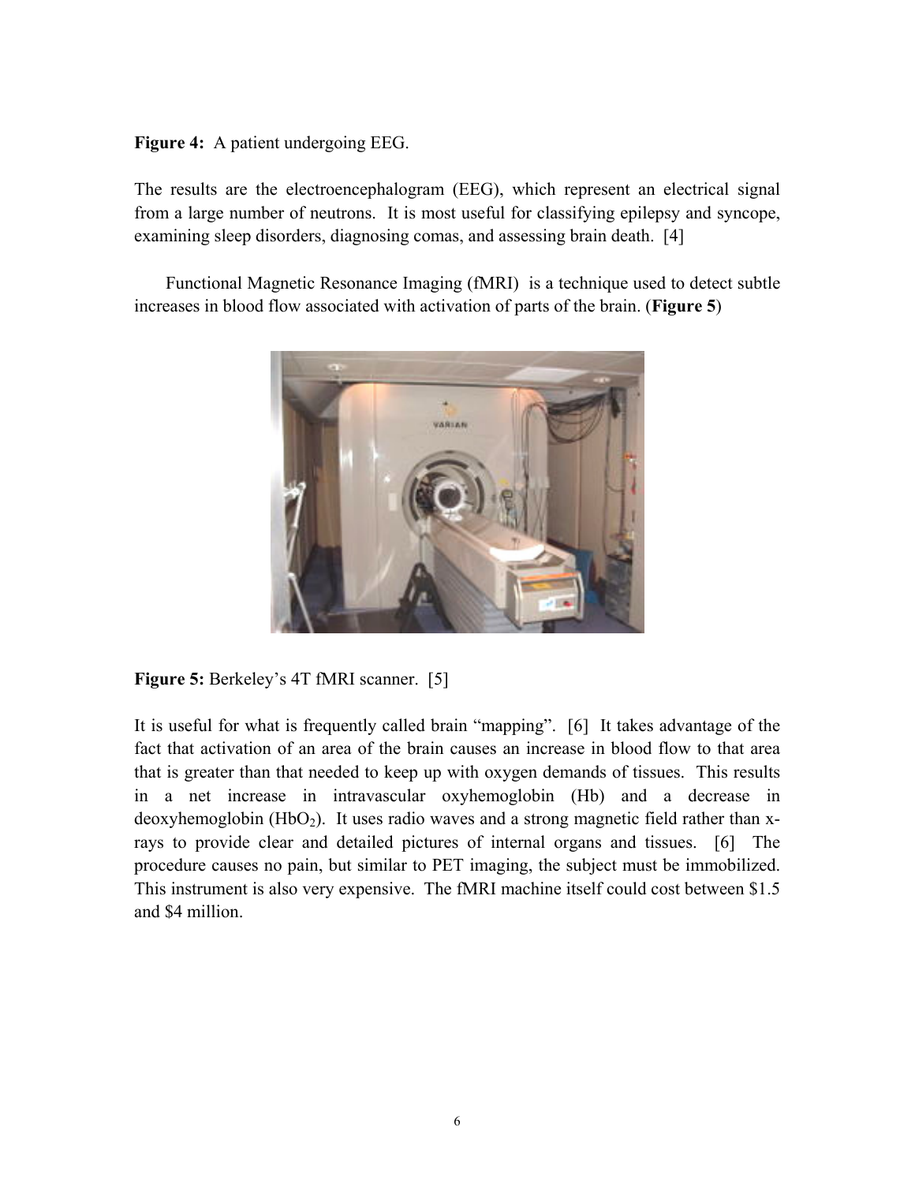**Figure 4:** A patient undergoing EEG.

The results are the electroencephalogram (EEG), which represent an electrical signal from a large number of neutrons. It is most useful for classifying epilepsy and syncope, examining sleep disorders, diagnosing comas, and assessing brain death. [4]

Functional Magnetic Resonance Imaging (fMRI) is a technique used to detect subtle increases in blood flow associated with activation of parts of the brain. (**Figure 5**)

**Figure 5:** Berkeley's 4T fMRI scanner. [5]

It is useful for what is frequently called brain "mapping". [6] It takes advantage of the fact that activation of an area of the brain causes an increase in blood flow to that area that is greater than that needed to keep up with oxygen demands of tissues. This results in a net increase in intravascular oxyhemoglobin (Hb) and a decrease in deoxyhemoglobin ($HbO_2$). It uses radio waves and a strong magnetic field rather than x-rays to provide clear and detailed pictures of internal organs and tissues. [6] The procedure causes no pain, but similar to PET imaging, the subject must be immobilized. This instrument is also very expensive. The fMRI machine itself could cost between $1.5 and $4 million.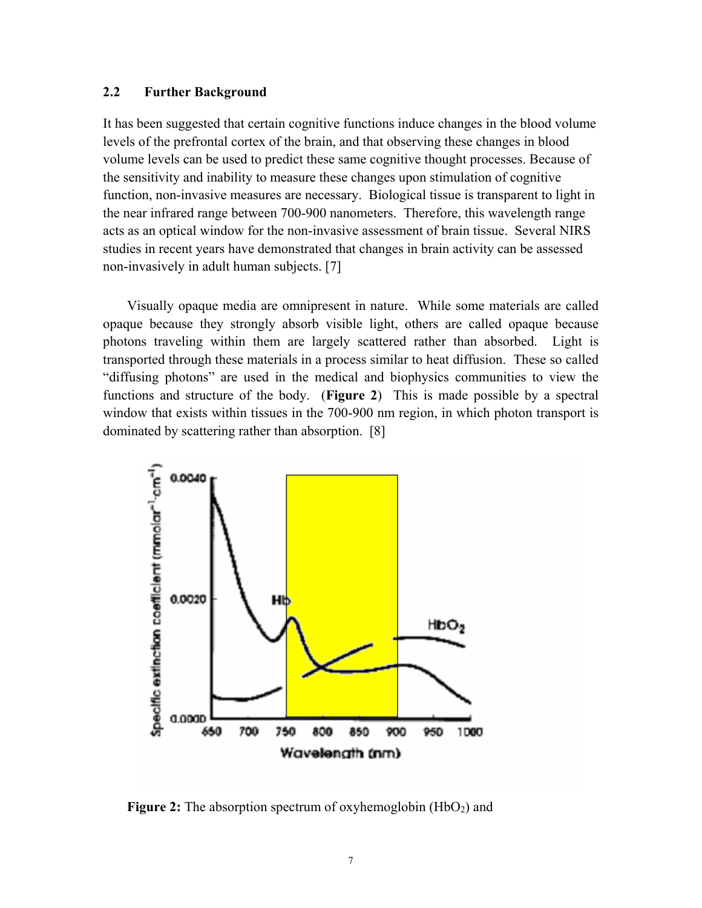### 2.2 Further Background

It has been suggested that certain cognitive functions induce changes in the blood volume levels of the prefrontal cortex of the brain, and that observing these changes in blood volume levels can be used to predict these same cognitive thought processes. Because of the sensitivity and inability to measure these changes upon stimulation of cognitive function, non-invasive measures are necessary. Biological tissue is transparent to light in the near infrared range between 700-900 nanometers. Therefore, this wavelength range acts as an optical window for the non-invasive assessment of brain tissue. Several NIRS studies in recent years have demonstrated that changes in brain activity can be assessed non-invasively in adult human subjects. [7]

Visually opaque media are omnipresent in nature. While some materials are called opaque because they strongly absorb visible light, others are called opaque because photons traveling within them are largely scattered rather than absorbed. Light is transported through these materials in a process similar to heat diffusion. These so called "diffusing photons" are used in the medical and biophysics communities to view the functions and structure of the body. (**Figure 2**) This is made possible by a spectral window that exists within tissues in the 700-900 nm region, in which photon transport is dominated by scattering rather than absorption. [8]

**Figure 2:** The absorption spectrum of oxyhemoglobin ($HbO_2$) and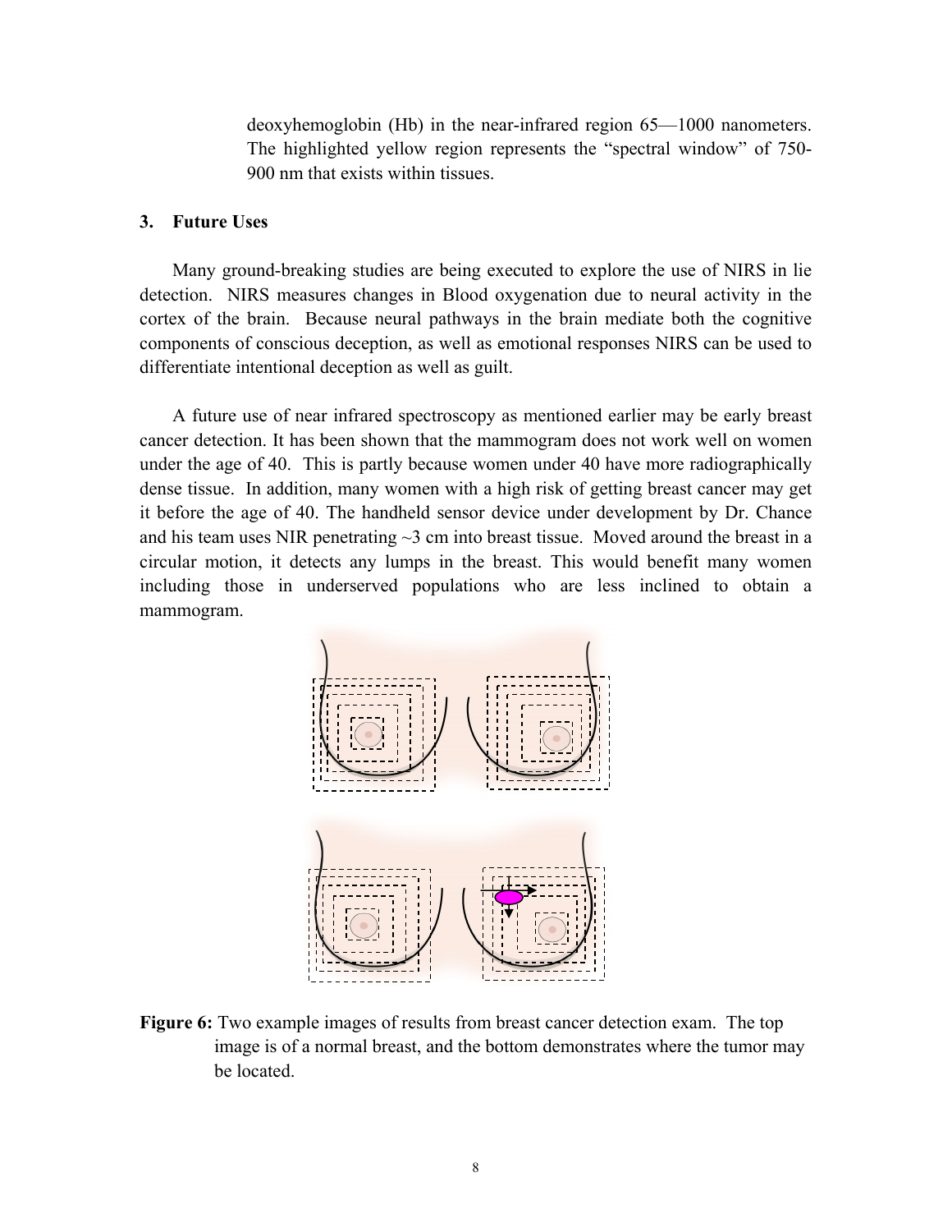deoxyhemoglobin (Hb) in the near-infrared region 65—1000 nanometers. The highlighted yellow region represents the "spectral window" of 750-900 nm that exists within tissues.

### 3. Future Uses

Many ground-breaking studies are being executed to explore the use of NIRS in lie detection. NIRS measures changes in Blood oxygenation due to neural activity in the cortex of the brain. Because neural pathways in the brain mediate both the cognitive components of conscious deception, as well as emotional responses NIRS can be used to differentiate intentional deception as well as guilt.

A future use of near infrared spectroscopy as mentioned earlier may be early breast cancer detection. It has been shown that the mammogram does not work well on women under the age of 40. This is partly because women under 40 have more radiographically dense tissue. In addition, many women with a high risk of getting breast cancer may get it before the age of 40. The handheld sensor device under development by Dr. Chance and his team uses NIR penetrating ~3 cm into breast tissue. Moved around the breast in a circular motion, it detects any lumps in the breast. This would benefit many women including those in underserved populations who are less inclined to obtain a mammogram.

**Figure 6:** Two example images of results from breast cancer detection exam. The top image is of a normal breast, and the bottom demonstrates where the tumor may be located.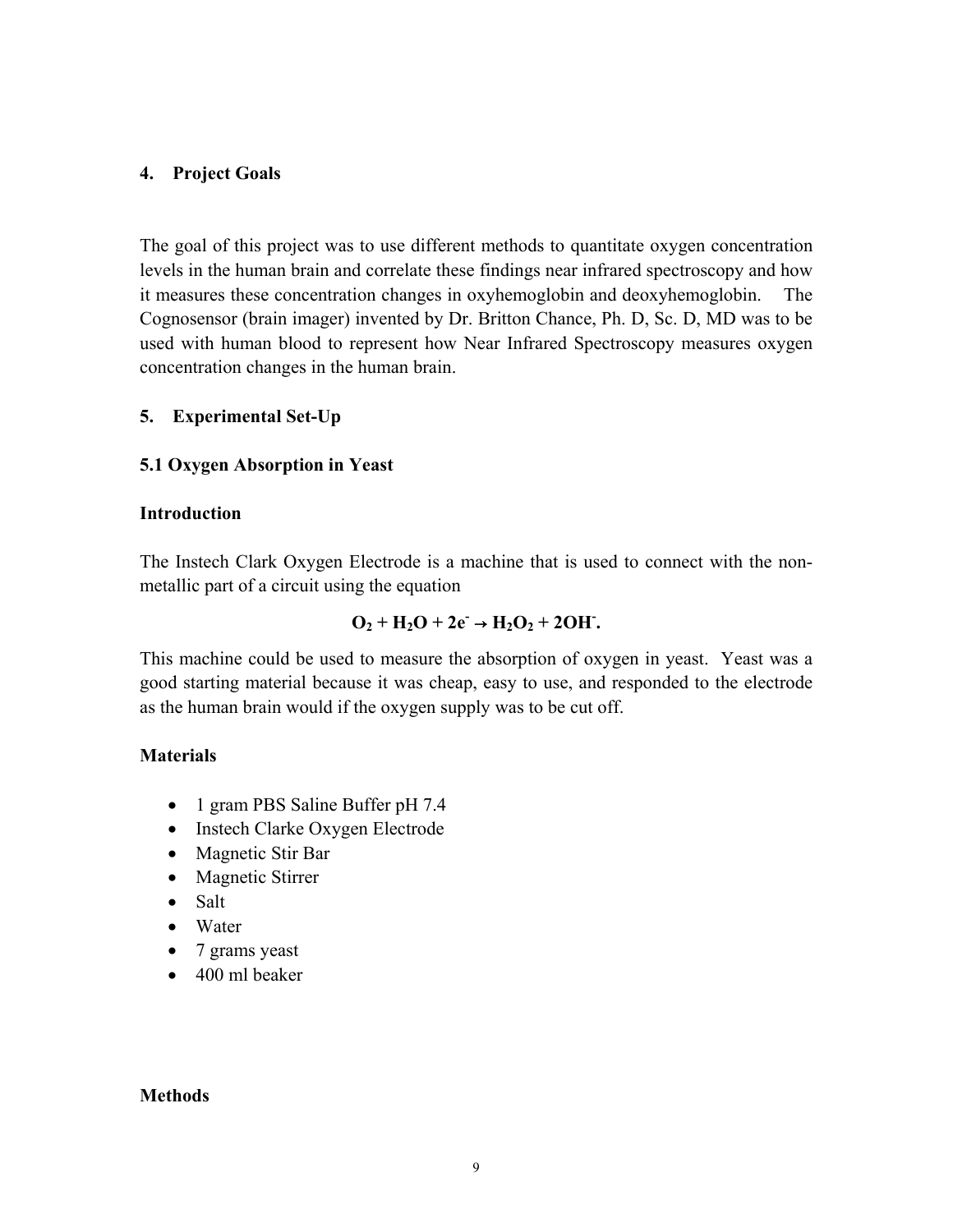## 4. Project Goals

The goal of this project was to use different methods to quantitate oxygen concentration levels in the human brain and correlate these findings near infrared spectroscopy and how it measures these concentration changes in oxyhemoglobin and deoxyhemoglobin. The Cognosensor (brain imager) invented by Dr. Britton Chance, Ph. D, Sc. D, MD was to be used with human blood to represent how Near Infrared Spectroscopy measures oxygen concentration changes in the human brain.

## 5. Experimental Set-Up

### 5.1 Oxygen Absorption in Yeast

#### Introduction

The Instech Clark Oxygen Electrode is a machine that is used to connect with the non-metallic part of a circuit using the equation

$$O_2 + H_2O + 2e^- \rightarrow H_2O_2 + 2OH^-.$$

This machine could be used to measure the absorption of oxygen in yeast. Yeast was a good starting material because it was cheap, easy to use, and responded to the electrode as the human brain would if the oxygen supply was to be cut off.

#### Materials

- 1 gram PBS Saline Buffer pH 7.4
- Instech Clarke Oxygen Electrode
- Magnetic Stir Bar
- Magnetic Stirrer
- Salt
- Water
- 7 grams yeast
- 400 ml beaker

#### Methods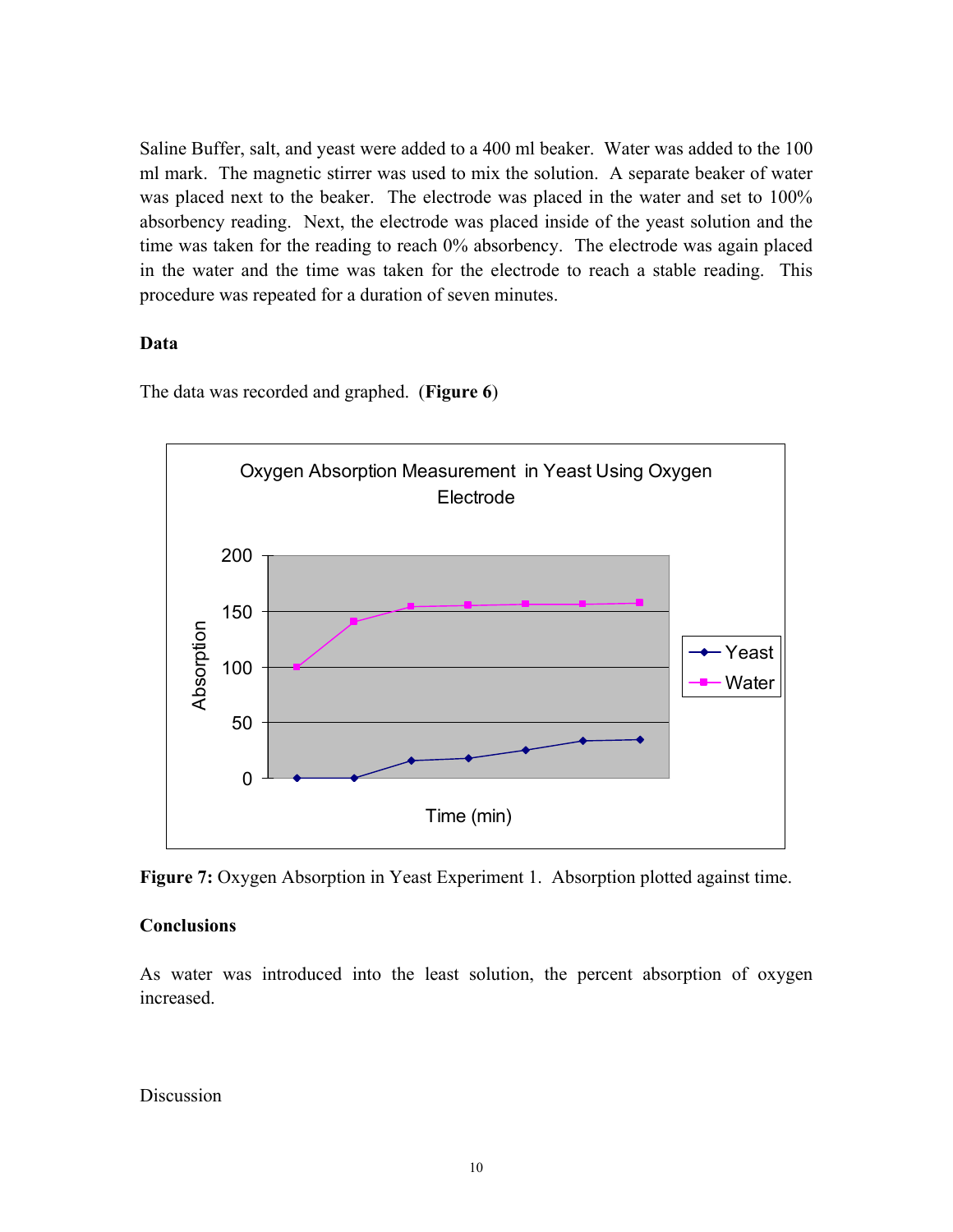Saline Buffer, salt, and yeast were added to a 400 ml beaker. Water was added to the 100 ml mark. The magnetic stirrer was used to mix the solution. A separate beaker of water was placed next to the beaker. The electrode was placed in the water and set to 100% absorbency reading. Next, the electrode was placed inside of the yeast solution and the time was taken for the reading to reach 0% absorbency. The electrode was again placed in the water and the time was taken for the electrode to reach a stable reading. This procedure was repeated for a duration of seven minutes.

**Data**

The data was recorded and graphed. (**Figure 6**)

Oxygen Absorption Measurement in Yeast Using Oxygen Electrode

**Figure 7:** Oxygen Absorption in Yeast Experiment 1. Absorption plotted against time.

**Conclusions**

As water was introduced into the least solution, the percent absorption of oxygen increased.

Discussion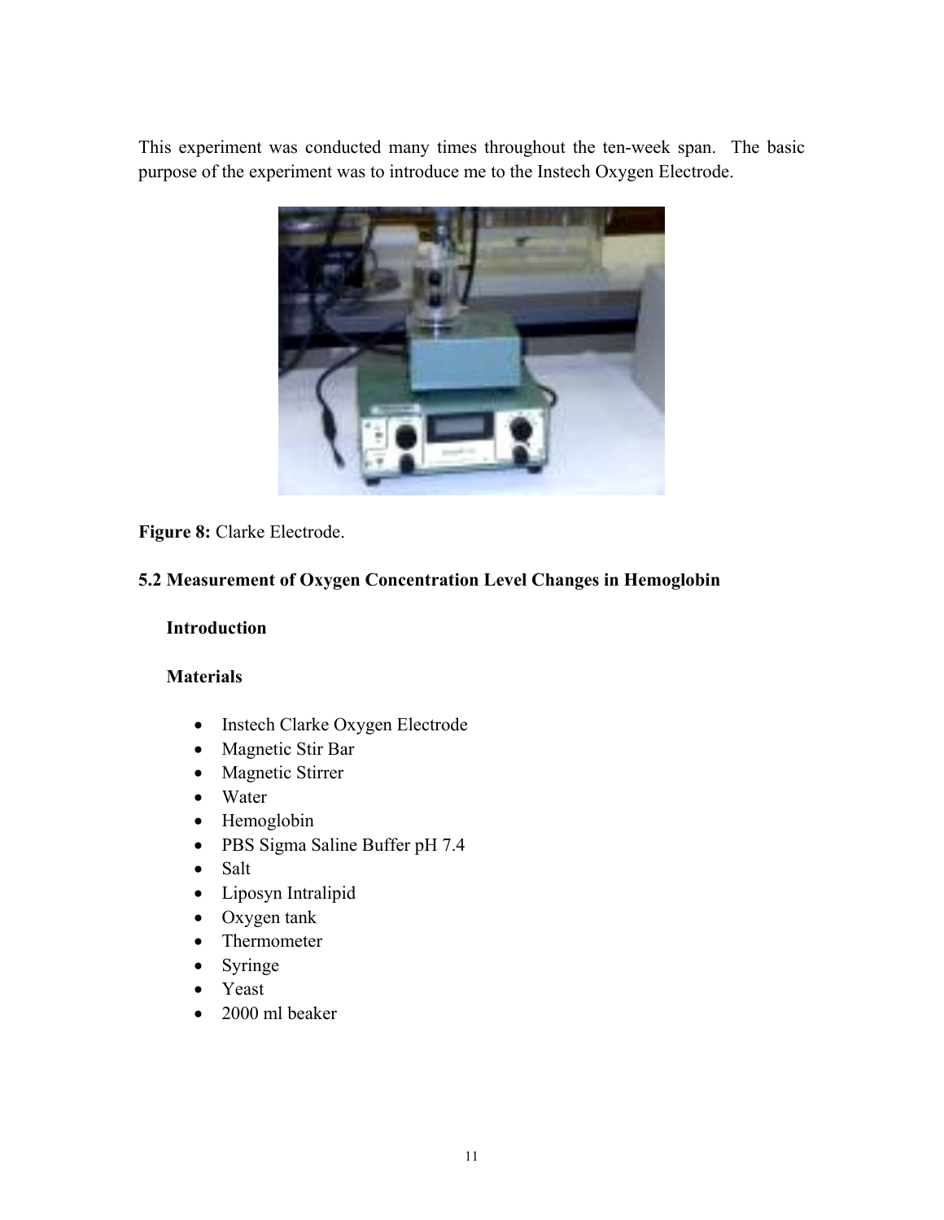This experiment was conducted many times throughout the ten-week span. The basic purpose of the experiment was to introduce me to the Instech Oxygen Electrode.

**Figure 8:** Clarke Electrode.

### 5.2 Measurement of Oxygen Concentration Level Changes in Hemoglobin

**Introduction**

**Materials**

- Instech Clarke Oxygen Electrode
- Magnetic Stir Bar
- Magnetic Stirrer
- Water
- Hemoglobin
- PBS Sigma Saline Buffer pH 7.4
- Salt
- Liposyn Intralipid
- Oxygen tank
- Thermometer
- Syringe
- Yeast
- 2000 ml beaker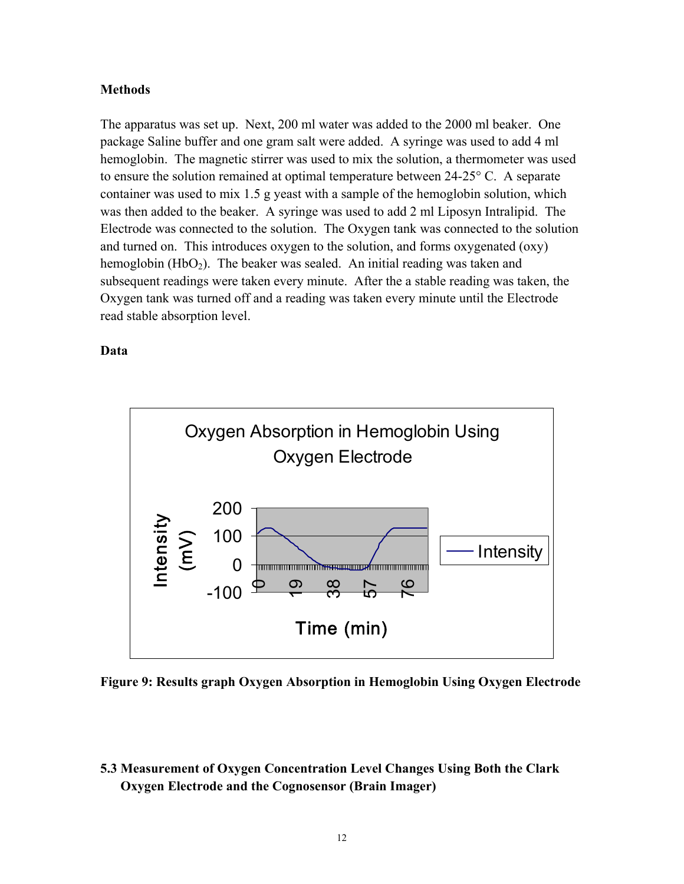**Methods**

The apparatus was set up. Next, 200 ml water was added to the 2000 ml beaker. One package Saline buffer and one gram salt were added. A syringe was used to add 4 ml hemoglobin. The magnetic stirrer was used to mix the solution, a thermometer was used to ensure the solution remained at optimal temperature between 24-25° C. A separate container was used to mix 1.5 g yeast with a sample of the hemoglobin solution, which was then added to the beaker. A syringe was used to add 2 ml Liposyn Intralipid. The Electrode was connected to the solution. The Oxygen tank was connected to the solution and turned on. This introduces oxygen to the solution, and forms oxygenated (oxy) hemoglobin ($HbO_2$). The beaker was sealed. An initial reading was taken and subsequent readings were taken every minute. After the a stable reading was taken, the Oxygen tank was turned off and a reading was taken every minute until the Electrode read stable absorption level.

**Data**

Oxygen Absorption in Hemoglobin Using Oxygen Electrode

Intensity (mV): 200, 100, 0, -100

Time (min): 0, 19, 38, 57, 76

Intensity

**Figure 9: Results graph Oxygen Absorption in Hemoglobin Using Oxygen Electrode**

**5.3 Measurement of Oxygen Concentration Level Changes Using Both the Clark Oxygen Electrode and the Cognosensor (Brain Imager)**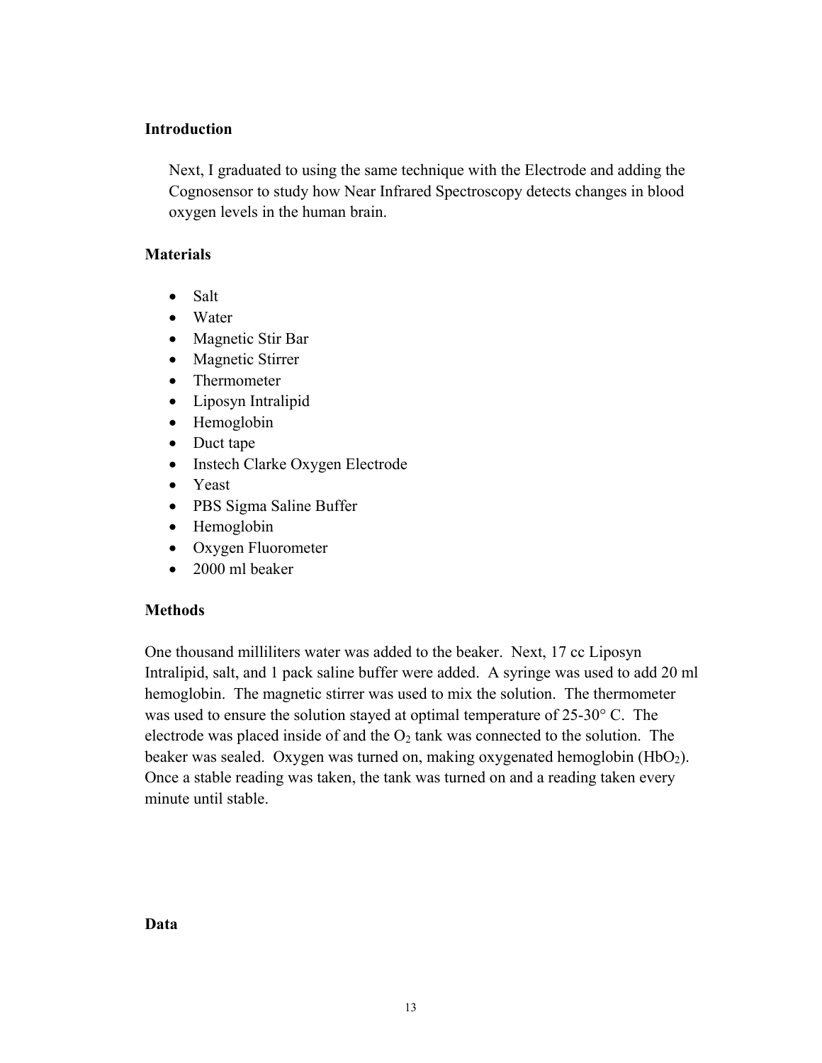## Introduction

Next, I graduated to using the same technique with the Electrode and adding the Cognosensor to study how Near Infrared Spectroscopy detects changes in blood oxygen levels in the human brain.

## Materials

- Salt
- Water
- Magnetic Stir Bar
- Magnetic Stirrer
- Thermometer
- Liposyn Intralipid
- Hemoglobin
- Duct tape
- Instech Clarke Oxygen Electrode
- Yeast
- PBS Sigma Saline Buffer
- Hemoglobin
- Oxygen Fluorometer
- 2000 ml beaker

## Methods

One thousand milliliters water was added to the beaker. Next, 17 cc Liposyn Intralipid, salt, and 1 pack saline buffer were added. A syringe was used to add 20 ml hemoglobin. The magnetic stirrer was used to mix the solution. The thermometer was used to ensure the solution stayed at optimal temperature of 25-30° C. The electrode was placed inside of and the $O_2$ tank was connected to the solution. The beaker was sealed. Oxygen was turned on, making oxygenated hemoglobin ($HbO_2$). Once a stable reading was taken, the tank was turned on and a reading taken every minute until stable.

## Data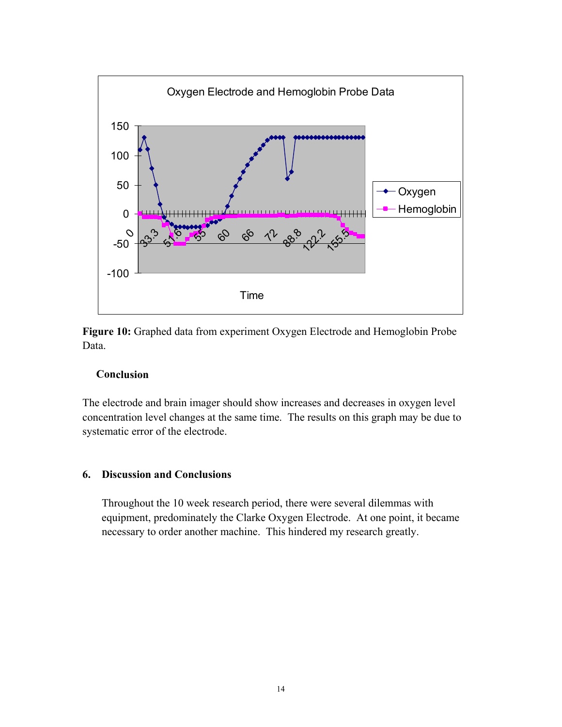**Figure 10:** Graphed data from experiment Oxygen Electrode and Hemoglobin Probe Data.

**Conclusion**

The electrode and brain imager should show increases and decreases in oxygen level concentration level changes at the same time. The results on this graph may be due to systematic error of the electrode.

## 6. Discussion and Conclusions

Throughout the 10 week research period, there were several dilemmas with equipment, predominately the Clarke Oxygen Electrode. At one point, it became necessary to order another machine. This hindered my research greatly.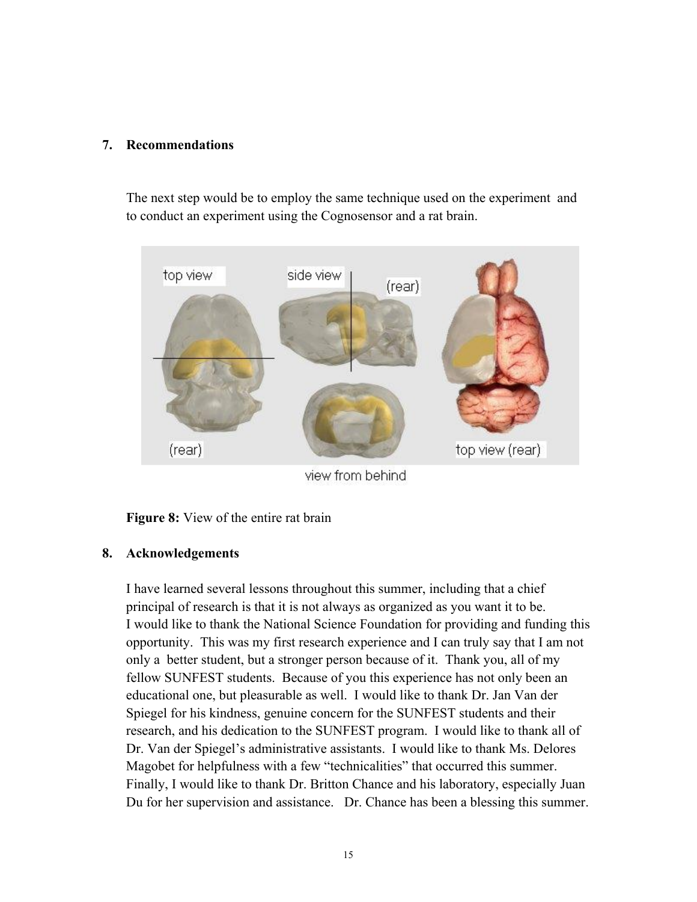## 7. Recommendations

The next step would be to employ the same technique used on the experiment and to conduct an experiment using the Cognosensor and a rat brain.

**Figure 8:** View of the entire rat brain

## 8. Acknowledgements

I have learned several lessons throughout this summer, including that a chief principal of research is that it is not always as organized as you want it to be. I would like to thank the National Science Foundation for providing and funding this opportunity. This was my first research experience and I can truly say that I am not only a better student, but a stronger person because of it. Thank you, all of my fellow SUNFEST students. Because of you this experience has not only been an educational one, but pleasurable as well. I would like to thank Dr. Jan Van der Spiegel for his kindness, genuine concern for the SUNFEST students and their research, and his dedication to the SUNFEST program. I would like to thank all of Dr. Van der Spiegel's administrative assistants. I would like to thank Ms. Delores Magobet for helpfulness with a few "technicalities" that occurred this summer. Finally, I would like to thank Dr. Britton Chance and his laboratory, especially Juan Du for her supervision and assistance. Dr. Chance has been a blessing this summer.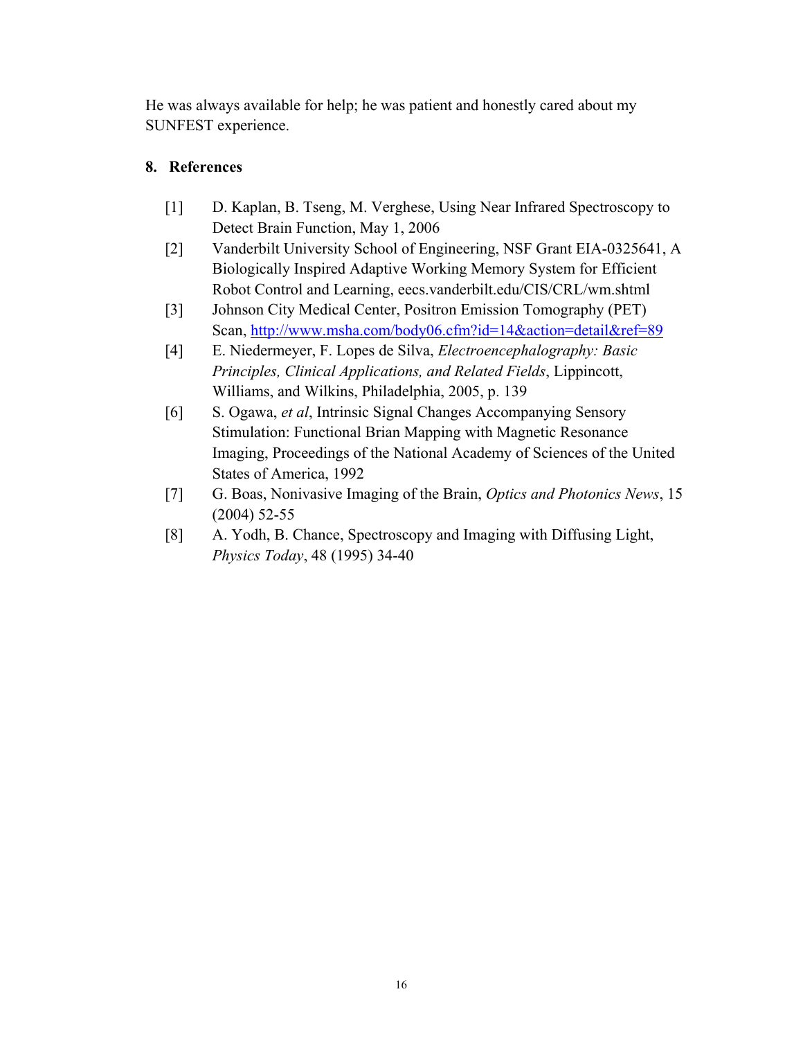He was always available for help; he was patient and honestly cared about my SUNFEST experience.

## 8. References

[1] D. Kaplan, B. Tseng, M. Verghese, Using Near Infrared Spectroscopy to Detect Brain Function, May 1, 2006

[2] Vanderbilt University School of Engineering, NSF Grant EIA-0325641, A Biologically Inspired Adaptive Working Memory System for Efficient Robot Control and Learning, eecs.vanderbilt.edu/CIS/CRL/wm.shtml

[3] Johnson City Medical Center, Positron Emission Tomography (PET) Scan, http://www.msha.com/body06.cfm?id=14&action=detail&ref=89

[4] E. Niedermeyer, F. Lopes de Silva, *Electroencephalography: Basic Principles, Clinical Applications, and Related Fields*, Lippincott, Williams, and Wilkins, Philadelphia, 2005, p. 139

[6] S. Ogawa, *et al*, Intrinsic Signal Changes Accompanying Sensory Stimulation: Functional Brian Mapping with Magnetic Resonance Imaging, Proceedings of the National Academy of Sciences of the United States of America, 1992

[7] G. Boas, Nonivasive Imaging of the Brain, *Optics and Photonics News*, 15 (2004) 52-55

[8] A. Yodh, B. Chance, Spectroscopy and Imaging with Diffusing Light, *Physics Today*, 48 (1995) 34-40